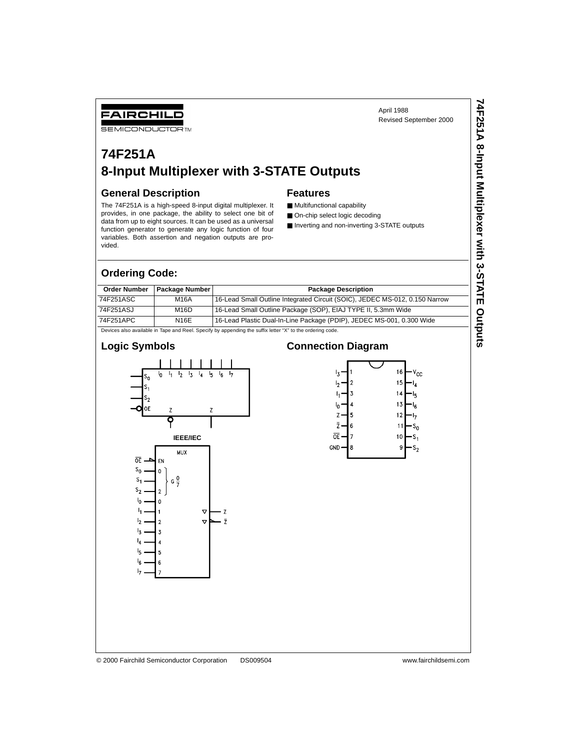FAIRCHILD SEMICONDUCTOR™

April 1988
Revised September 2000

# 74F251A
# 8-Input Multiplexer with 3-STATE Outputs

## General Description

The 74F251A is a high-speed 8-input digital multiplexer. It provides, in one package, the ability to select one bit of data from up to eight sources. It can be used as a universal function generator to generate any logic function of four variables. Both assertion and negation outputs are provided.

## Features

- Multifunctional capability
- On-chip select logic decoding
- Inverting and non-inverting 3-STATE outputs

## Ordering Code:

| Order Number | Package Number | Package Description |
|---|---|---|
| 74F251ASC | M16A | 16-Lead Small Outline Integrated Circuit (SOIC), JEDEC MS-012, 0.150 Narrow |
| 74F251ASJ | M16D | 16-Lead Small Outline Package (SOP), EIAJ TYPE II, 5.3mm Wide |
| 74F251APC | N16E | 16-Lead Plastic Dual-In-Line Package (PDIP), JEDEC MS-001, 0.300 Wide |

Devices also available in Tape and Reel. Specify by appending the suffix letter "X" to the ordering code.

## Logic Symbols

IEEE/IEC

## Connection Diagram

| Pin | Name | Pin | Name |
|---|---|---|---|
| 1 | $I_3$ | 16 | $V_{CC}$ |
| 2 | $I_2$ | 15 | $I_4$ |
| 3 | $I_1$ | 14 | $I_5$ |
| 4 | $I_0$ | 13 | $I_6$ |
| 5 | Z | 12 | $I_7$ |
| 6 | $\overline{Z}$ | 11 | $S_0$ |
| 7 | $\overline{OE}$ | 10 | $S_1$ |
| 8 | GND | 9 | $S_2$ |

© 2000 Fairchild Semiconductor Corporation DS009504 www.fairchildsemi.com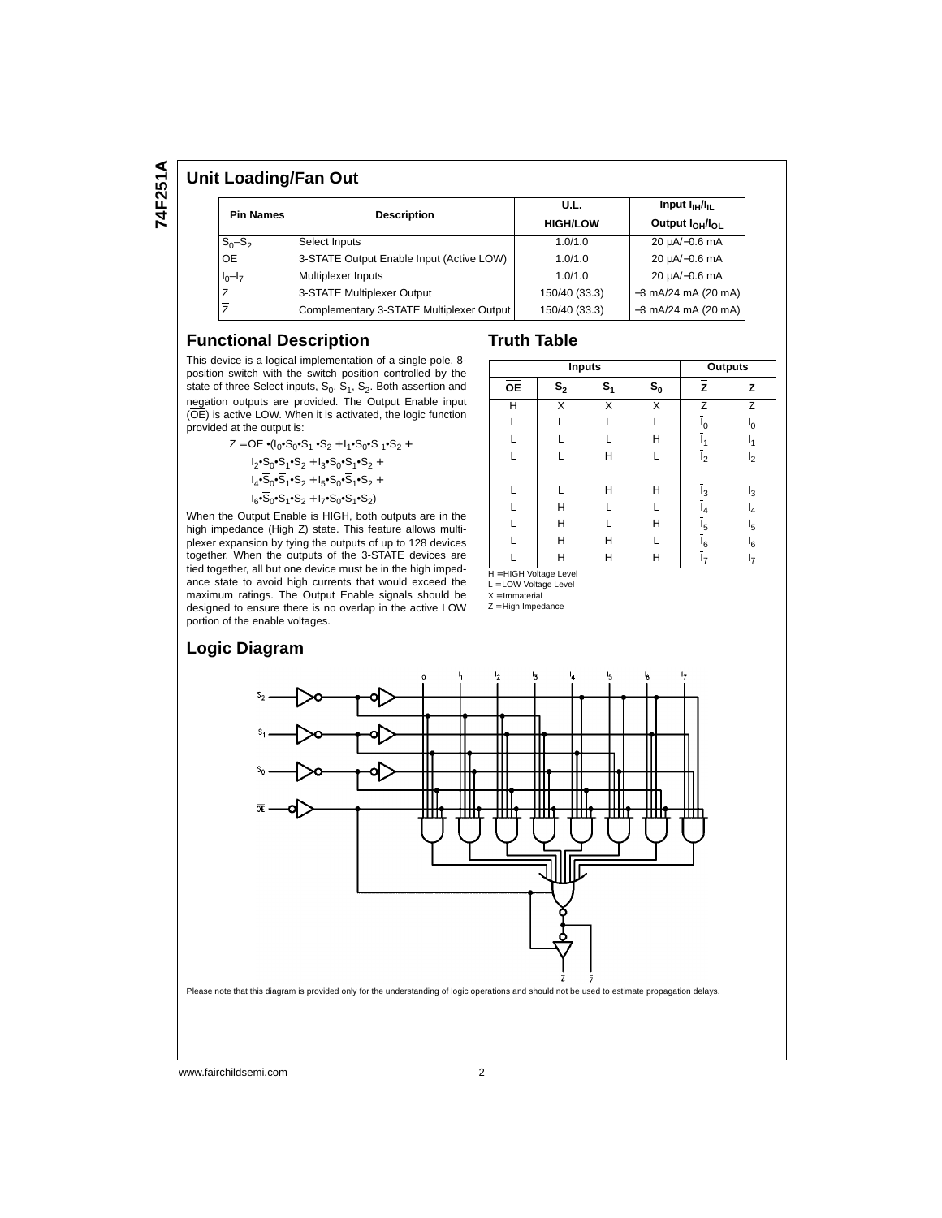## Unit Loading/Fan Out

| Pin Names | Description | U.L. HIGH/LOW | Input $I_{IH}/I_{IL}$ Output $I_{OH}/I_{OL}$ |
|---|---|---|---|
| $S_0$–$S_2$ | Select Inputs | 1.0/1.0 | 20 µA/−0.6 mA |
| $\overline{OE}$ | 3-STATE Output Enable Input (Active LOW) | 1.0/1.0 | 20 µA/−0.6 mA |
| $I_0$–$I_7$ | Multiplexer Inputs | 1.0/1.0 | 20 µA/−0.6 mA |
| Z | 3-STATE Multiplexer Output | 150/40 (33.3) | −3 mA/24 mA (20 mA) |
| $\overline{Z}$ | Complementary 3-STATE Multiplexer Output | 150/40 (33.3) | −3 mA/24 mA (20 mA) |

## Functional Description

This device is a logical implementation of a single-pole, 8-position switch with the switch position controlled by the state of three Select inputs, $S_0$, $S_1$, $S_2$. Both assertion and negation outputs are provided. The Output Enable input ($\overline{OE}$) is active LOW. When it is activated, the logic function provided at the output is:

$$Z = \overline{OE} \bullet (I_0 \bullet \overline{S}_0 \bullet \overline{S}_1 \bullet \overline{S}_2 + I_1 \bullet S_0 \bullet \overline{S}_1 \bullet \overline{S}_2 + I_2 \bullet \overline{S}_0 \bullet S_1 \bullet \overline{S}_2 + I_3 \bullet S_0 \bullet S_1 \bullet \overline{S}_2 + I_4 \bullet \overline{S}_0 \bullet \overline{S}_1 \bullet S_2 + I_5 \bullet S_0 \bullet \overline{S}_1 \bullet S_2 + I_6 \bullet \overline{S}_0 \bullet S_1 \bullet S_2 + I_7 \bullet S_0 \bullet S_1 \bullet S_2)$$

When the Output Enable is HIGH, both outputs are in the high impedance (High Z) state. This feature allows multiplexer expansion by tying the outputs of up to 128 devices together. When the outputs of the 3-STATE devices are tied together, all but one device must be in the high impedance state to avoid high currents that would exceed the maximum ratings. The Output Enable signals should be designed to ensure there is no overlap in the active LOW portion of the enable voltages.

## Truth Table

| Inputs | | | | Outputs | |
|---|---|---|---|---|---|
| $\overline{OE}$ | $S_2$ | $S_1$ | $S_0$ | $\overline{Z}$ | Z |
| H | X | X | X | Z | Z |
| L | L | L | L | $\overline{I}_0$ | $I_0$ |
| L | L | L | H | $\overline{I}_1$ | $I_1$ |
| L | L | H | L | $\overline{I}_2$ | $I_2$ |
| L | L | H | H | $\overline{I}_3$ | $I_3$ |
| L | H | L | L | $\overline{I}_4$ | $I_4$ |
| L | H | L | H | $\overline{I}_5$ | $I_5$ |
| L | H | H | L | $\overline{I}_6$ | $I_6$ |
| L | H | H | H | $\overline{I}_7$ | $I_7$ |

H = HIGH Voltage Level
L = LOW Voltage Level
X = Immaterial
Z = High Impedance

## Logic Diagram

Please note that this diagram is provided only for the understanding of logic operations and should not be used to estimate propagation delays.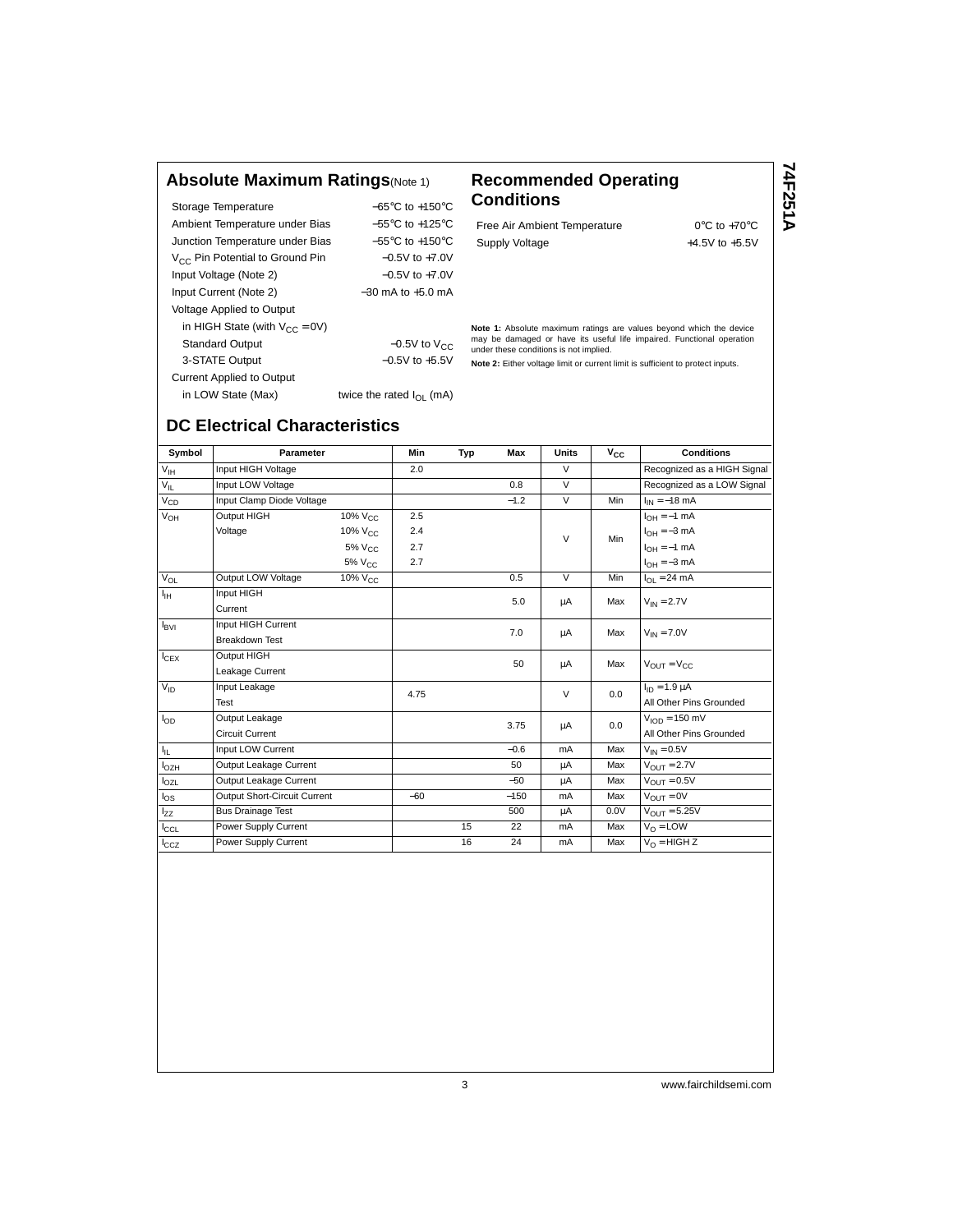## Absolute Maximum Ratings (Note 1)

| | |
|---|---|
| Storage Temperature | −65°C to +150°C |
| Ambient Temperature under Bias | −55°C to +125°C |
| Junction Temperature under Bias | −55°C to +150°C |
| $V_{CC}$ Pin Potential to Ground Pin | −0.5V to +7.0V |
| Input Voltage (Note 2) | −0.5V to +7.0V |
| Input Current (Note 2) | −30 mA to +5.0 mA |
| Voltage Applied to Output | |
| in HIGH State (with $V_{CC}$ = 0V) | |
| Standard Output | −0.5V to $V_{CC}$ |
| 3-STATE Output | −0.5V to +5.5V |
| Current Applied to Output | |
| in LOW State (Max) | twice the rated $I_{OL}$ (mA) |

## Recommended Operating Conditions

| | |
|---|---|
| Free Air Ambient Temperature | 0°C to +70°C |
| Supply Voltage | +4.5V to +5.5V |

**Note 1:** Absolute maximum ratings are values beyond which the device may be damaged or have its useful life impaired. Functional operation under these conditions is not implied.

**Note 2:** Either voltage limit or current limit is sufficient to protect inputs.

## DC Electrical Characteristics

| Symbol | Parameter | | Min | Typ | Max | Units | $V_{CC}$ | Conditions |
|---|---|---|---|---|---|---|---|---|
| $V_{IH}$ | Input HIGH Voltage | | 2.0 | | | V | | Recognized as a HIGH Signal |
| $V_{IL}$ | Input LOW Voltage | | | | 0.8 | V | | Recognized as a LOW Signal |
| $V_{CD}$ | Input Clamp Diode Voltage | | | | −1.2 | V | Min | $I_{IN}$ = −18 mA |
| $V_{OH}$ | Output HIGH Voltage | 10% $V_{CC}$ | 2.5 | | | V | Min | $I_{OH}$ = −1 mA |
| | | 10% $V_{CC}$ | 2.4 | | | | | $I_{OH}$ = −3 mA |
| | | 5% $V_{CC}$ | 2.7 | | | | | $I_{OH}$ = −1 mA |
| | | 5% $V_{CC}$ | 2.7 | | | | | $I_{OH}$ = −3 mA |
| $V_{OL}$ | Output LOW Voltage | 10% $V_{CC}$ | | | 0.5 | V | Min | $I_{OL}$ = 24 mA |
| $I_{IH}$ | Input HIGH Current | | | | 5.0 | µA | Max | $V_{IN}$ = 2.7V |
| $I_{BVI}$ | Input HIGH Current Breakdown Test | | | | 7.0 | µA | Max | $V_{IN}$ = 7.0V |
| $I_{CEX}$ | Output HIGH Leakage Current | | | | 50 | µA | Max | $V_{OUT}$ = $V_{CC}$ |
| $V_{ID}$ | Input Leakage Test | | 4.75 | | | V | 0.0 | $I_{ID}$ = 1.9 µA All Other Pins Grounded |
| $I_{OD}$ | Output Leakage Circuit Current | | | | 3.75 | µA | 0.0 | $V_{IOD}$ = 150 mV All Other Pins Grounded |
| $I_{IL}$ | Input LOW Current | | | | −0.6 | mA | Max | $V_{IN}$ = 0.5V |
| $I_{OZH}$ | Output Leakage Current | | | | 50 | µA | Max | $V_{OUT}$ = 2.7V |
| $I_{OZL}$ | Output Leakage Current | | | | −50 | µA | Max | $V_{OUT}$ = 0.5V |
| $I_{OS}$ | Output Short-Circuit Current | | −60 | | −150 | mA | Max | $V_{OUT}$ = 0V |
| $I_{ZZ}$ | Bus Drainage Test | | | | 500 | µA | 0.0V | $V_{OUT}$ = 5.25V |
| $I_{CCL}$ | Power Supply Current | | | 15 | 22 | mA | Max | $V_O$ = LOW |
| $I_{CCZ}$ | Power Supply Current | | | 16 | 24 | mA | Max | $V_O$ = HIGH Z |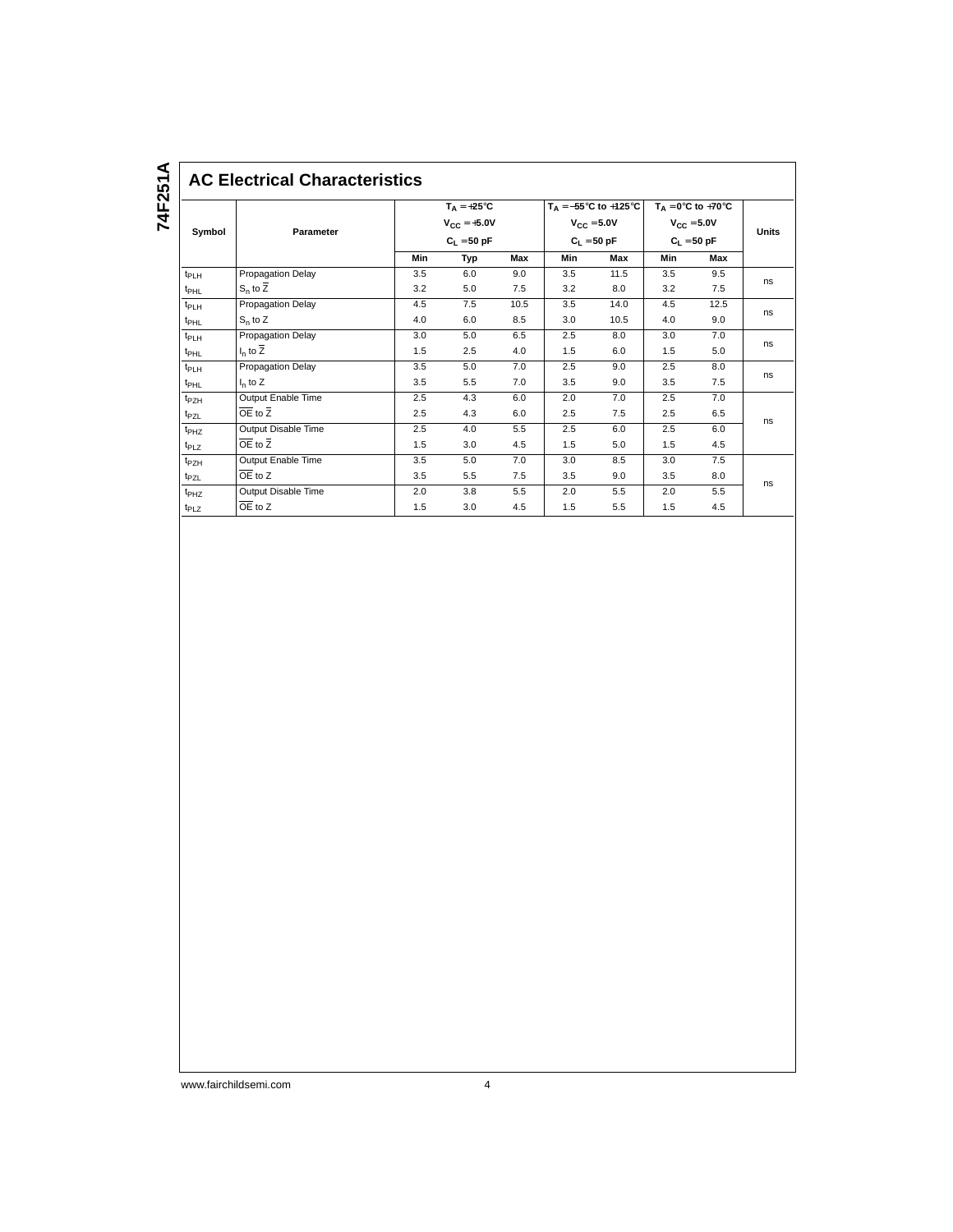## AC Electrical Characteristics

| Symbol | Parameter | $T_A = +25°C$, $V_{CC} = +5.0V$, $C_L = 50$ pF | | | $T_A = -55°C$ to $+125°C$, $V_{CC} = 5.0V$, $C_L = 50$ pF | | $T_A = 0°C$ to $+70°C$, $V_{CC} = 5.0V$, $C_L = 50$ pF | | Units |
|---|---|---|---|---|---|---|---|---|---|
| | | Min | Typ | Max | Min | Max | Min | Max | |
| $t_{PLH}$ | Propagation Delay | 3.5 | 6.0 | 9.0 | 3.5 | 11.5 | 3.5 | 9.5 | ns |
| $t_{PHL}$ | $S_n$ to $\overline{Z}$ | 3.2 | 5.0 | 7.5 | 3.2 | 8.0 | 3.2 | 7.5 | |
| $t_{PLH}$ | Propagation Delay | 4.5 | 7.5 | 10.5 | 3.5 | 14.0 | 4.5 | 12.5 | ns |
| $t_{PHL}$ | $S_n$ to Z | 4.0 | 6.0 | 8.5 | 3.0 | 10.5 | 4.0 | 9.0 | |
| $t_{PLH}$ | Propagation Delay | 3.0 | 5.0 | 6.5 | 2.5 | 8.0 | 3.0 | 7.0 | ns |
| $t_{PHL}$ | $I_n$ to $\overline{Z}$ | 1.5 | 2.5 | 4.0 | 1.5 | 6.0 | 1.5 | 5.0 | |
| $t_{PLH}$ | Propagation Delay | 3.5 | 5.0 | 7.0 | 2.5 | 9.0 | 2.5 | 8.0 | ns |
| $t_{PHL}$ | $I_n$ to Z | 3.5 | 5.5 | 7.0 | 3.5 | 9.0 | 3.5 | 7.5 | |
| $t_{PZH}$ | Output Enable Time | 2.5 | 4.3 | 6.0 | 2.0 | 7.0 | 2.5 | 7.0 | ns |
| $t_{PZL}$ | $\overline{OE}$ to $\overline{Z}$ | 2.5 | 4.3 | 6.0 | 2.5 | 7.5 | 2.5 | 6.5 | |
| $t_{PHZ}$ | Output Disable Time | 2.5 | 4.0 | 5.5 | 2.5 | 6.0 | 2.5 | 6.0 | |
| $t_{PLZ}$ | $\overline{OE}$ to $\overline{Z}$ | 1.5 | 3.0 | 4.5 | 1.5 | 5.0 | 1.5 | 4.5 | |
| $t_{PZH}$ | Output Enable Time | 3.5 | 5.0 | 7.0 | 3.0 | 8.5 | 3.0 | 7.5 | ns |
| $t_{PZL}$ | $\overline{OE}$ to Z | 3.5 | 5.5 | 7.5 | 3.5 | 9.0 | 3.5 | 8.0 | |
| $t_{PHZ}$ | Output Disable Time | 2.0 | 3.8 | 5.5 | 2.0 | 5.5 | 2.0 | 5.5 | |
| $t_{PLZ}$ | $\overline{OE}$ to Z | 1.5 | 3.0 | 4.5 | 1.5 | 5.5 | 1.5 | 4.5 | |